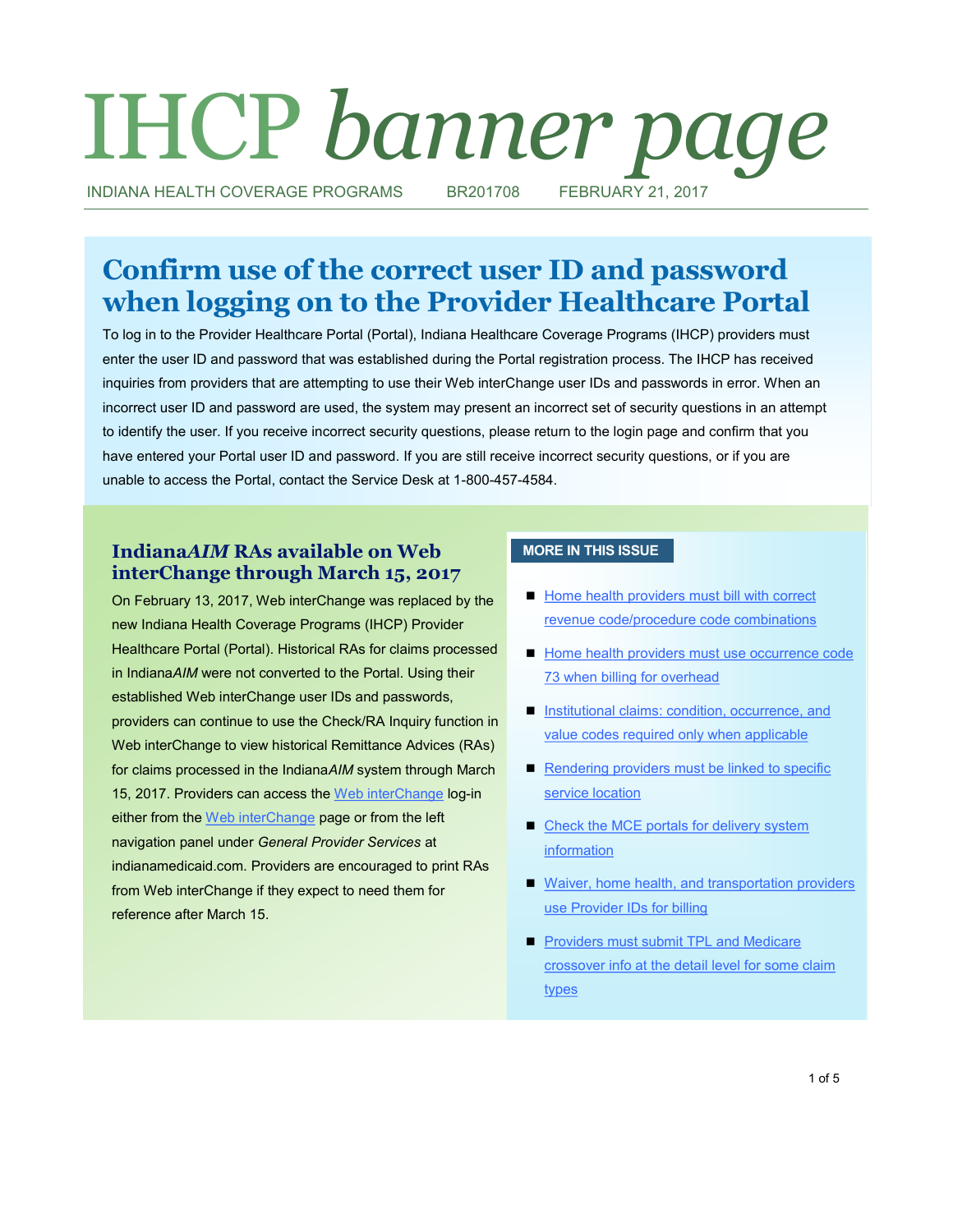# IHCP *banner page*

INDIANA HEALTH COVERAGE PROGRAMS BR201708 FEBRUARY 21, 2017

## Confirm use of the correct user ID and password when logging on to the Provider Healthcare Portal

To log in to the Provider Healthcare Portal (Portal), Indiana Healthcare Coverage Programs (IHCP) providers must enter the user ID and password that was established during the Portal registration process. The IHCP has received inquiries from providers that are attempting to use their Web interChange user IDs and passwords in error. When an incorrect user ID and password are used, the system may present an incorrect set of security questions in an attempt to identify the user. If you receive incorrect security questions, please return to the login page and confirm that you have entered your Portal user ID and password. If you are still receive incorrect security questions, or if you are unable to access the Portal, contact the Service Desk at 1-800-457-4584.

### Indiana*AIM* RAs available on Web interChange through March 15, 2017

On February 13, 2017, Web interChange was replaced by the new Indiana Health Coverage Programs (IHCP) Provider Healthcare Portal (Portal). Historical RAs for claims processed in Indiana*AIM* were not converted to the Portal. Using their established Web interChange user IDs and passwords, providers can continue to use the Check/RA Inquiry function in Web interChange to view historical Remittance Advices (RAs) for claims processed in the Indiana*AIM* system through March 15, 2017. Providers can access the Web interChange log-in either from the Web interChange page or from the left navigation panel under *General Provider Services* at indianamedicaid.com. Providers are encouraged to print RAs from Web interChange if they expect to need them for reference after March 15.

**MORE IN THIS ISSUE**

- Home health providers must bill with correct revenue code/procedure code combinations
- Home health providers must use occurrence code 73 when billing for overhead
- Institutional claims: condition, occurrence, and value codes required only when applicable
- Rendering providers must be linked to specific service location
- Check the MCE portals for delivery system information
- Waiver, home health, and transportation providers use Provider IDs for billing
- Providers must submit TPL and Medicare crossover info at the detail level for some claim types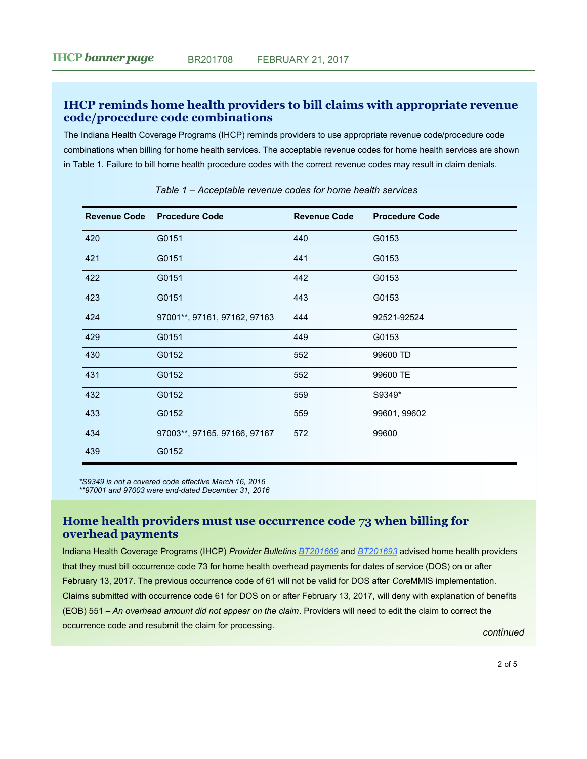## IHCP reminds home health providers to bill claims with appropriate revenue code/procedure code combinations

The Indiana Health Coverage Programs (IHCP) reminds providers to use appropriate revenue code/procedure code combinations when billing for home health services. The acceptable revenue codes for home health services are shown in Table 1. Failure to bill home health procedure codes with the correct revenue codes may result in claim denials.

*Table 1 – Acceptable revenue codes for home health services*

| Revenue Code | Procedure Code | Revenue Code | Procedure Code |
|---|---|---|---|
| 420 | G0151 | 440 | G0153 |
| 421 | G0151 | 441 | G0153 |
| 422 | G0151 | 442 | G0153 |
| 423 | G0151 | 443 | G0153 |
| 424 | 97001**, 97161, 97162, 97163 | 444 | 92521-92524 |
| 429 | G0151 | 449 | G0153 |
| 430 | G0152 | 552 | 99600 TD |
| 431 | G0152 | 552 | 99600 TE |
| 432 | G0152 | 559 | S9349* |
| 433 | G0152 | 559 | 99601, 99602 |
| 434 | 97003**, 97165, 97166, 97167 | 572 | 99600 |
| 439 | G0152 | | |

*\*S9349 is not a covered code effective March 16, 2016*
*\*\*97001 and 97003 were end-dated December 31, 2016*

## Home health providers must use occurrence code 73 when billing for overhead payments

Indiana Health Coverage Programs (IHCP) *Provider Bulletins* BT201669 and BT201693 advised home health providers that they must bill occurrence code 73 for home health overhead payments for dates of service (DOS) on or after February 13, 2017. The previous occurrence code of 61 will not be valid for DOS after *Core*MMIS implementation. Claims submitted with occurrence code 61 for DOS on or after February 13, 2017, will deny with explanation of benefits (EOB) 551 – *An overhead amount did not appear on the claim*. Providers will need to edit the claim to correct the occurrence code and resubmit the claim for processing.

*continued*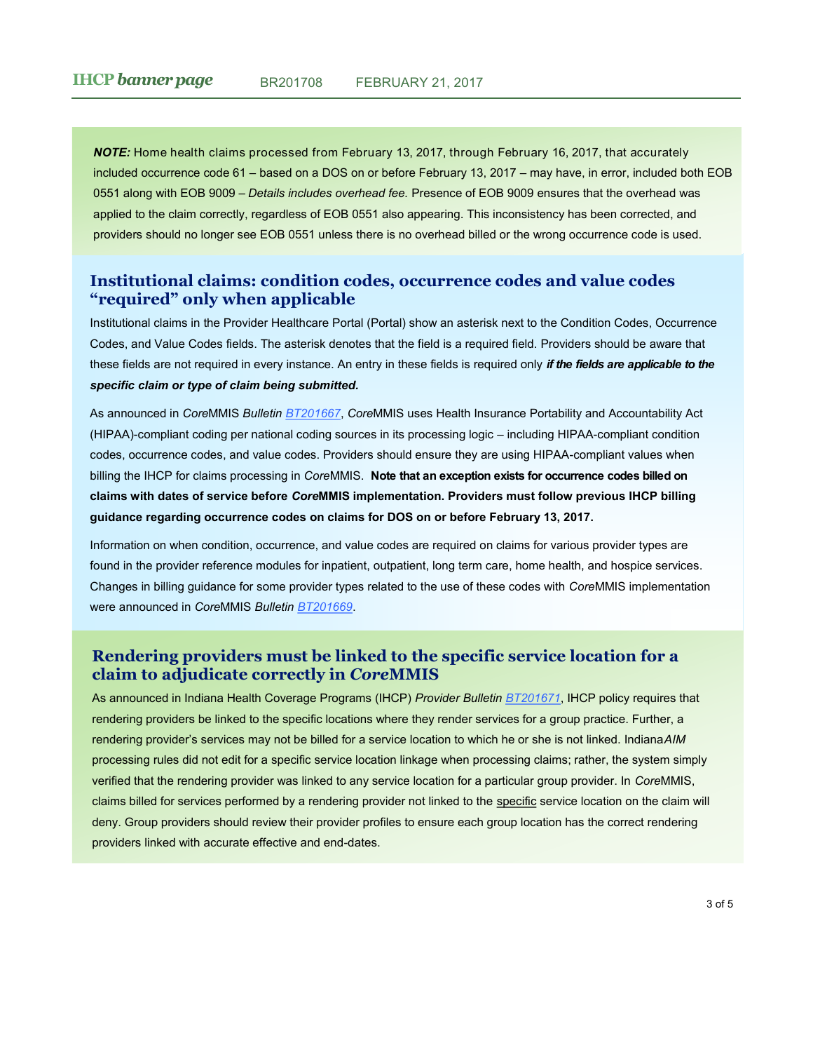***NOTE:*** Home health claims processed from February 13, 2017, through February 16, 2017, that accurately included occurrence code 61 – based on a DOS on or before February 13, 2017 – may have, in error, included both EOB 0551 along with EOB 9009 – *Details includes overhead fee.* Presence of EOB 9009 ensures that the overhead was applied to the claim correctly, regardless of EOB 0551 also appearing. This inconsistency has been corrected, and providers should no longer see EOB 0551 unless there is no overhead billed or the wrong occurrence code is used.

## Institutional claims: condition codes, occurrence codes and value codes "required" only when applicable

Institutional claims in the Provider Healthcare Portal (Portal) show an asterisk next to the Condition Codes, Occurrence Codes, and Value Codes fields. The asterisk denotes that the field is a required field. Providers should be aware that these fields are not required in every instance. An entry in these fields is required only ***if the fields are applicable to the specific claim or type of claim being submitted.***

As announced in *Core*MMIS *Bulletin* *BT201667*, *Core*MMIS uses Health Insurance Portability and Accountability Act (HIPAA)-compliant coding per national coding sources in its processing logic – including HIPAA-compliant condition codes, occurrence codes, and value codes. Providers should ensure they are using HIPAA-compliant values when billing the IHCP for claims processing in *Core*MMIS. **Note that an exception exists for occurrence codes billed on claims with dates of service before *Core*MMIS implementation. Providers must follow previous IHCP billing guidance regarding occurrence codes on claims for DOS on or before February 13, 2017.**

Information on when condition, occurrence, and value codes are required on claims for various provider types are found in the provider reference modules for inpatient, outpatient, long term care, home health, and hospice services. Changes in billing guidance for some provider types related to the use of these codes with *Core*MMIS implementation were announced in *Core*MMIS *Bulletin* *BT201669*.

## Rendering providers must be linked to the specific service location for a claim to adjudicate correctly in *Core*MMIS

As announced in Indiana Health Coverage Programs (IHCP) *Provider Bulletin* *BT201671*, IHCP policy requires that rendering providers be linked to the specific locations where they render services for a group practice. Further, a rendering provider's services may not be billed for a service location to which he or she is not linked. Indiana*AIM* processing rules did not edit for a specific service location linkage when processing claims; rather, the system simply verified that the rendering provider was linked to any service location for a particular group provider. In *Core*MMIS, claims billed for services performed by a rendering provider not linked to the specific service location on the claim will deny. Group providers should review their provider profiles to ensure each group location has the correct rendering providers linked with accurate effective and end-dates.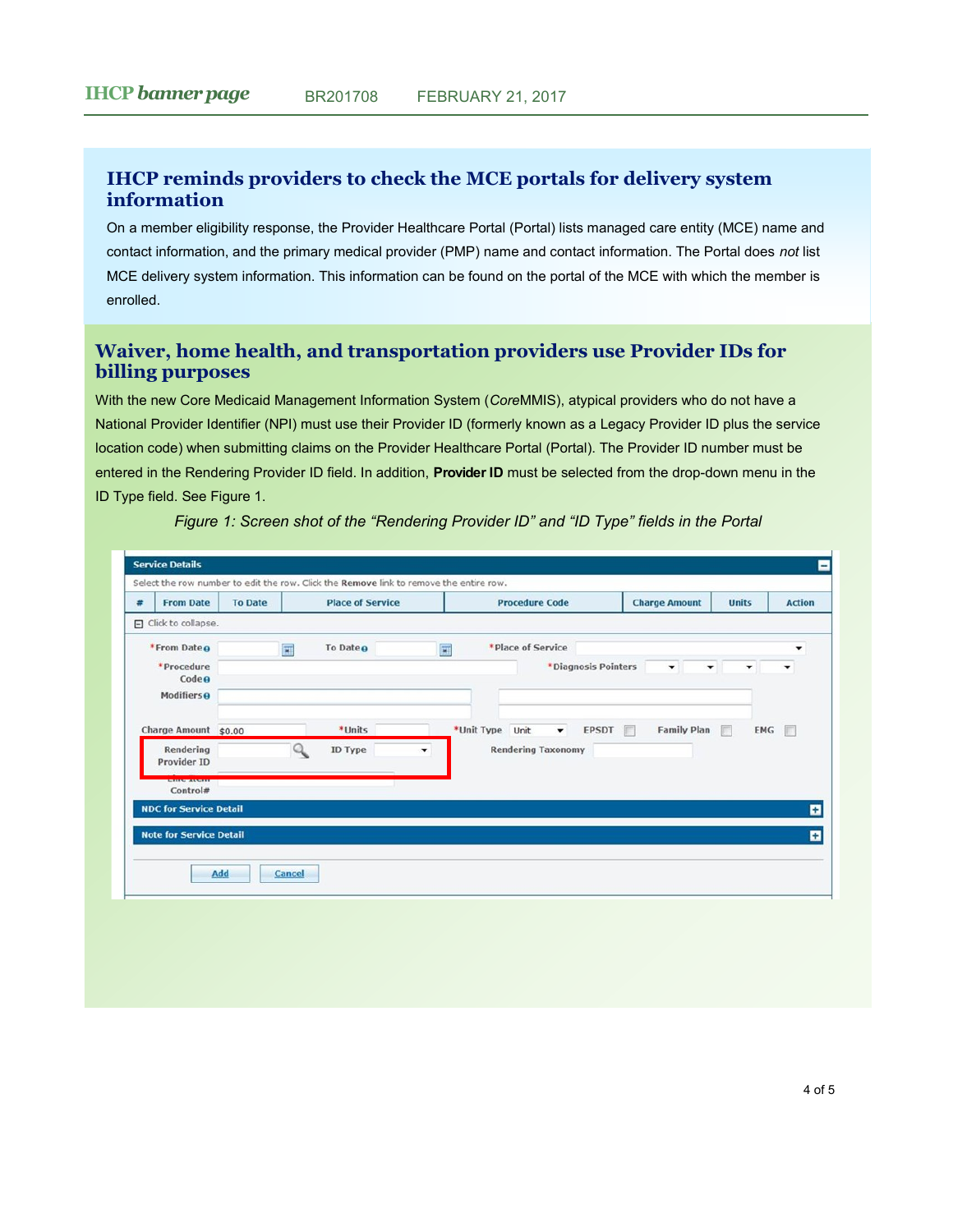## IHCP reminds providers to check the MCE portals for delivery system information

On a member eligibility response, the Provider Healthcare Portal (Portal) lists managed care entity (MCE) name and contact information, and the primary medical provider (PMP) name and contact information. The Portal does *not* list MCE delivery system information. This information can be found on the portal of the MCE with which the member is enrolled.

## Waiver, home health, and transportation providers use Provider IDs for billing purposes

With the new Core Medicaid Management Information System (*Core*MMIS), atypical providers who do not have a National Provider Identifier (NPI) must use their Provider ID (formerly known as a Legacy Provider ID plus the service location code) when submitting claims on the Provider Healthcare Portal (Portal). The Provider ID number must be entered in the Rendering Provider ID field. In addition, **Provider ID** must be selected from the drop-down menu in the ID Type field. See Figure 1.

*Figure 1: Screen shot of the "Rendering Provider ID" and "ID Type" fields in the Portal*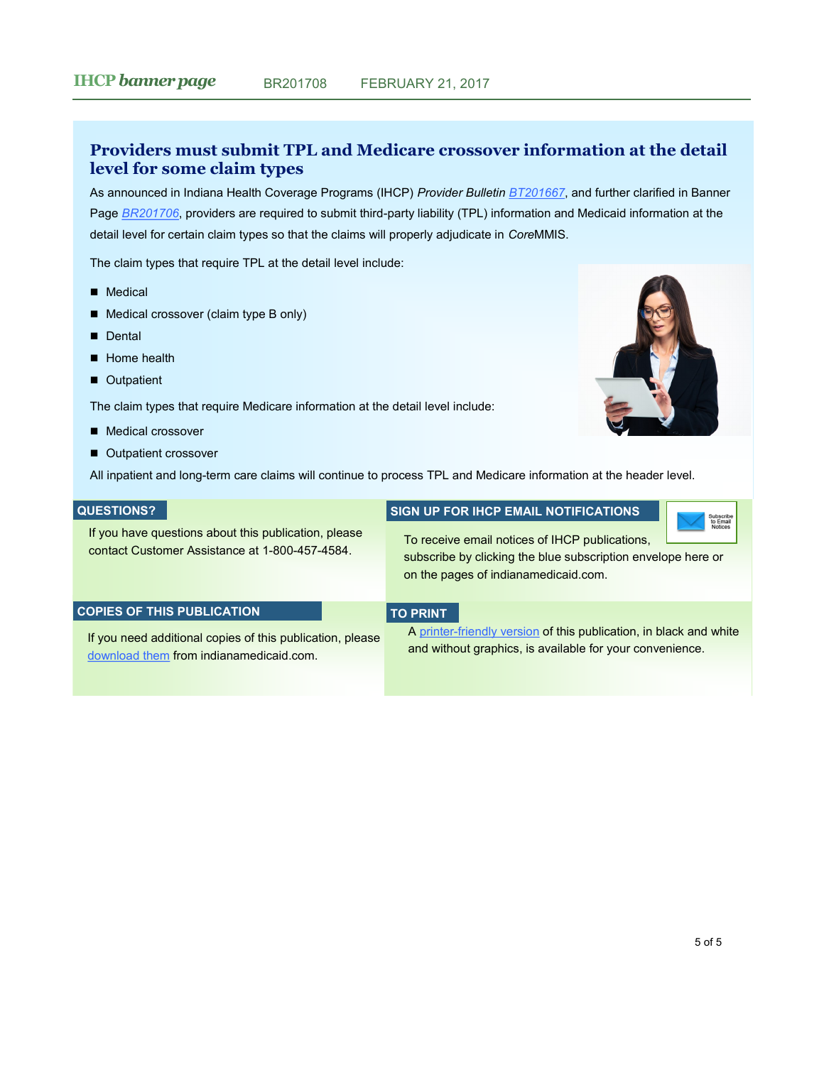## Providers must submit TPL and Medicare crossover information at the detail level for some claim types

As announced in Indiana Health Coverage Programs (IHCP) *Provider Bulletin* *BT201667*, and further clarified in Banner Page *BR201706*, providers are required to submit third-party liability (TPL) information and Medicaid information at the detail level for certain claim types so that the claims will properly adjudicate in *Core*MMIS.

The claim types that require TPL at the detail level include:

- Medical
- Medical crossover (claim type B only)
- Dental
- Home health
- Outpatient

The claim types that require Medicare information at the detail level include:

- Medical crossover
- Outpatient crossover

All inpatient and long-term care claims will continue to process TPL and Medicare information at the header level.

### QUESTIONS?

If you have questions about this publication, please contact Customer Assistance at 1-800-457-4584.

### SIGN UP FOR IHCP EMAIL NOTIFICATIONS

To receive email notices of IHCP publications, subscribe by clicking the blue subscription envelope here or on the pages of indianamedicaid.com.

### COPIES OF THIS PUBLICATION

If you need additional copies of this publication, please download them from indianamedicaid.com.

### TO PRINT

A printer-friendly version of this publication, in black and white and without graphics, is available for your convenience.